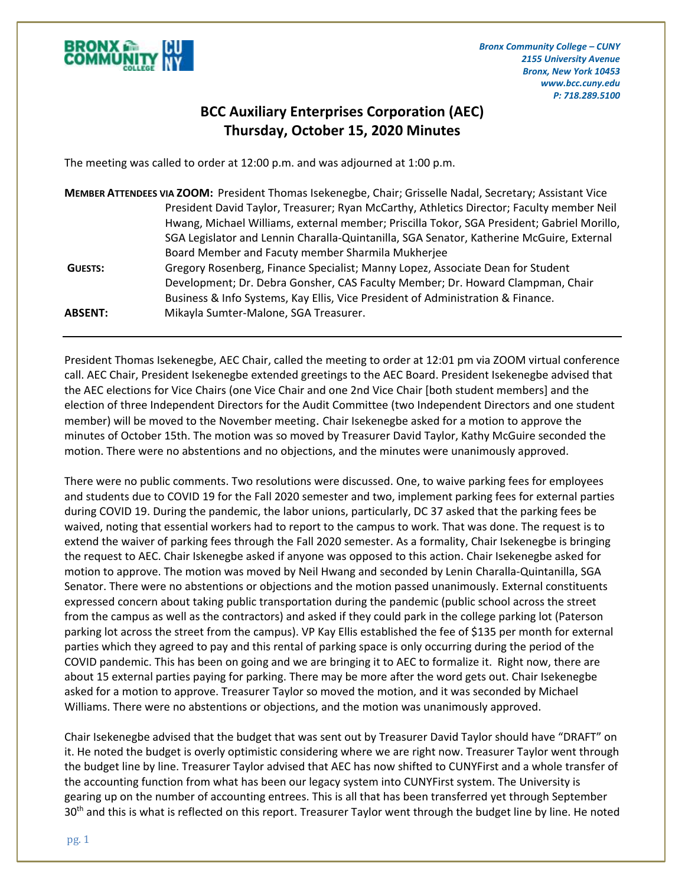Bronx Community College – CUNY
2155 University Avenue
Bronx, New York 10453
www.bcc.cuny.edu
P: 718.289.5100

# BCC Auxiliary Enterprises Corporation (AEC)
# Thursday, October 15, 2020 Minutes

The meeting was called to order at 12:00 p.m. and was adjourned at 1:00 p.m.

**MEMBER ATTENDEES VIA ZOOM:** President Thomas Isekenegbe, Chair; Grisselle Nadal, Secretary; Assistant Vice President David Taylor, Treasurer; Ryan McCarthy, Athletics Director; Faculty member Neil Hwang, Michael Williams, external member; Priscilla Tokor, SGA President; Gabriel Morillo, SGA Legislator and Lennin Charalla-Quintanilla, SGA Senator, Katherine McGuire, External Board Member and Facuty member Sharmila Mukherjee

**GUESTS:** Gregory Rosenberg, Finance Specialist; Manny Lopez, Associate Dean for Student Development; Dr. Debra Gonsher, CAS Faculty Member; Dr. Howard Clampman, Chair Business & Info Systems, Kay Ellis, Vice President of Administration & Finance.

**ABSENT:** Mikayla Sumter-Malone, SGA Treasurer.

---

President Thomas Isekenegbe, AEC Chair, called the meeting to order at 12:01 pm via ZOOM virtual conference call. AEC Chair, President Isekenegbe extended greetings to the AEC Board. President Isekenegbe advised that the AEC elections for Vice Chairs (one Vice Chair and one 2nd Vice Chair [both student members] and the election of three Independent Directors for the Audit Committee (two Independent Directors and one student member) will be moved to the November meeting. Chair Isekenegbe asked for a motion to approve the minutes of October 15th. The motion was so moved by Treasurer David Taylor, Kathy McGuire seconded the motion. There were no abstentions and no objections, and the minutes were unanimously approved.

There were no public comments. Two resolutions were discussed. One, to waive parking fees for employees and students due to COVID 19 for the Fall 2020 semester and two, implement parking fees for external parties during COVID 19. During the pandemic, the labor unions, particularly, DC 37 asked that the parking fees be waived, noting that essential workers had to report to the campus to work. That was done. The request is to extend the waiver of parking fees through the Fall 2020 semester. As a formality, Chair Isekenegbe is bringing the request to AEC. Chair Iskenegbe asked if anyone was opposed to this action. Chair Isekenegbe asked for motion to approve. The motion was moved by Neil Hwang and seconded by Lenin Charalla-Quintanilla, SGA Senator. There were no abstentions or objections and the motion passed unanimously. External constituents expressed concern about taking public transportation during the pandemic (public school across the street from the campus as well as the contractors) and asked if they could park in the college parking lot (Paterson parking lot across the street from the campus). VP Kay Ellis established the fee of $135 per month for external parties which they agreed to pay and this rental of parking space is only occurring during the period of the COVID pandemic. This has been on going and we are bringing it to AEC to formalize it. Right now, there are about 15 external parties paying for parking. There may be more after the word gets out. Chair Isekenegbe asked for a motion to approve. Treasurer Taylor so moved the motion, and it was seconded by Michael Williams. There were no abstentions or objections, and the motion was unanimously approved.

Chair Isekenegbe advised that the budget that was sent out by Treasurer David Taylor should have "DRAFT" on it. He noted the budget is overly optimistic considering where we are right now. Treasurer Taylor went through the budget line by line. Treasurer Taylor advised that AEC has now shifted to CUNYFirst and a whole transfer of the accounting function from what has been our legacy system into CUNYFirst system. The University is gearing up on the number of accounting entrees. This is all that has been transferred yet through September 30th and this is what is reflected on this report. Treasurer Taylor went through the budget line by line. He noted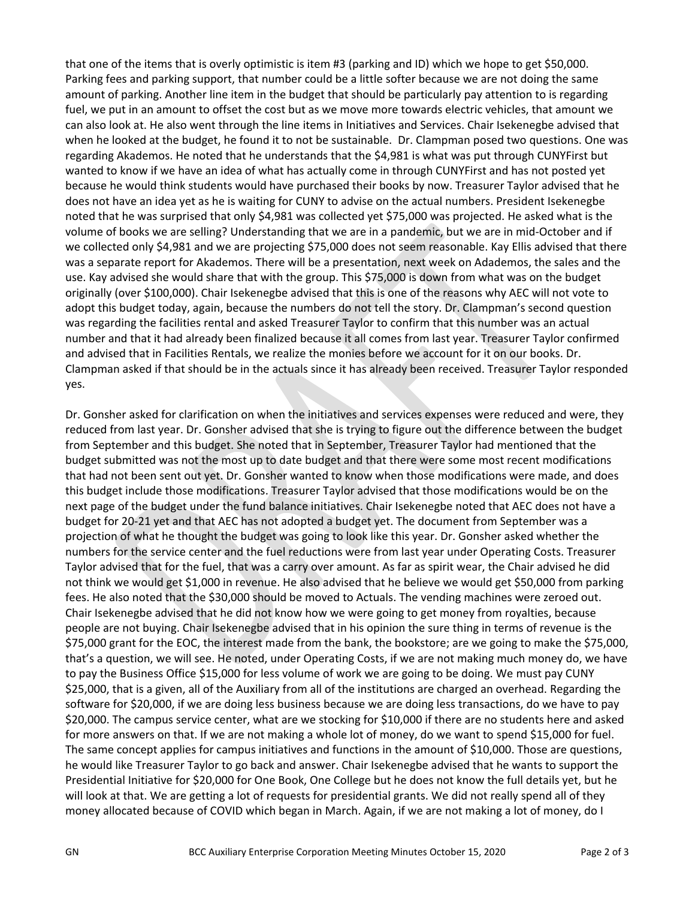that one of the items that is overly optimistic is item #3 (parking and ID) which we hope to get $50,000. Parking fees and parking support, that number could be a little softer because we are not doing the same amount of parking. Another line item in the budget that should be particularly pay attention to is regarding fuel, we put in an amount to offset the cost but as we move more towards electric vehicles, that amount we can also look at. He also went through the line items in Initiatives and Services. Chair Isekenegbe advised that when he looked at the budget, he found it to not be sustainable. Dr. Clampman posed two questions. One was regarding Akademos. He noted that he understands that the $4,981 is what was put through CUNYFirst but wanted to know if we have an idea of what has actually come in through CUNYFirst and has not posted yet because he would think students would have purchased their books by now. Treasurer Taylor advised that he does not have an idea yet as he is waiting for CUNY to advise on the actual numbers. President Isekenegbe noted that he was surprised that only $4,981 was collected yet $75,000 was projected. He asked what is the volume of books we are selling? Understanding that we are in a pandemic, but we are in mid-October and if we collected only $4,981 and we are projecting $75,000 does not seem reasonable. Kay Ellis advised that there was a separate report for Akademos. There will be a presentation, next week on Adademos, the sales and the use. Kay advised she would share that with the group. This $75,000 is down from what was on the budget originally (over $100,000). Chair Isekenegbe advised that this is one of the reasons why AEC will not vote to adopt this budget today, again, because the numbers do not tell the story. Dr. Clampman's second question was regarding the facilities rental and asked Treasurer Taylor to confirm that this number was an actual number and that it had already been finalized because it all comes from last year. Treasurer Taylor confirmed and advised that in Facilities Rentals, we realize the monies before we account for it on our books. Dr. Clampman asked if that should be in the actuals since it has already been received. Treasurer Taylor responded yes.

Dr. Gonsher asked for clarification on when the initiatives and services expenses were reduced and were, they reduced from last year. Dr. Gonsher advised that she is trying to figure out the difference between the budget from September and this budget. She noted that in September, Treasurer Taylor had mentioned that the budget submitted was not the most up to date budget and that there were some most recent modifications that had not been sent out yet. Dr. Gonsher wanted to know when those modifications were made, and does this budget include those modifications. Treasurer Taylor advised that those modifications would be on the next page of the budget under the fund balance initiatives. Chair Isekenegbe noted that AEC does not have a budget for 20-21 yet and that AEC has not adopted a budget yet. The document from September was a projection of what he thought the budget was going to look like this year. Dr. Gonsher asked whether the numbers for the service center and the fuel reductions were from last year under Operating Costs. Treasurer Taylor advised that for the fuel, that was a carry over amount. As far as spirit wear, the Chair advised he did not think we would get $1,000 in revenue. He also advised that he believe we would get $50,000 from parking fees. He also noted that the $30,000 should be moved to Actuals. The vending machines were zeroed out. Chair Isekenegbe advised that he did not know how we were going to get money from royalties, because people are not buying. Chair Isekenegbe advised that in his opinion the sure thing in terms of revenue is the $75,000 grant for the EOC, the interest made from the bank, the bookstore; are we going to make the $75,000, that's a question, we will see. He noted, under Operating Costs, if we are not making much money do, we have to pay the Business Office $15,000 for less volume of work we are going to be doing. We must pay CUNY $25,000, that is a given, all of the Auxiliary from all of the institutions are charged an overhead. Regarding the software for $20,000, if we are doing less business because we are doing less transactions, do we have to pay $20,000. The campus service center, what are we stocking for $10,000 if there are no students here and asked for more answers on that. If we are not making a whole lot of money, do we want to spend $15,000 for fuel. The same concept applies for campus initiatives and functions in the amount of $10,000. Those are questions, he would like Treasurer Taylor to go back and answer. Chair Isekenegbe advised that he wants to support the Presidential Initiative for $20,000 for One Book, One College but he does not know the full details yet, but he will look at that. We are getting a lot of requests for presidential grants. We did not really spend all of they money allocated because of COVID which began in March. Again, if we are not making a lot of money, do I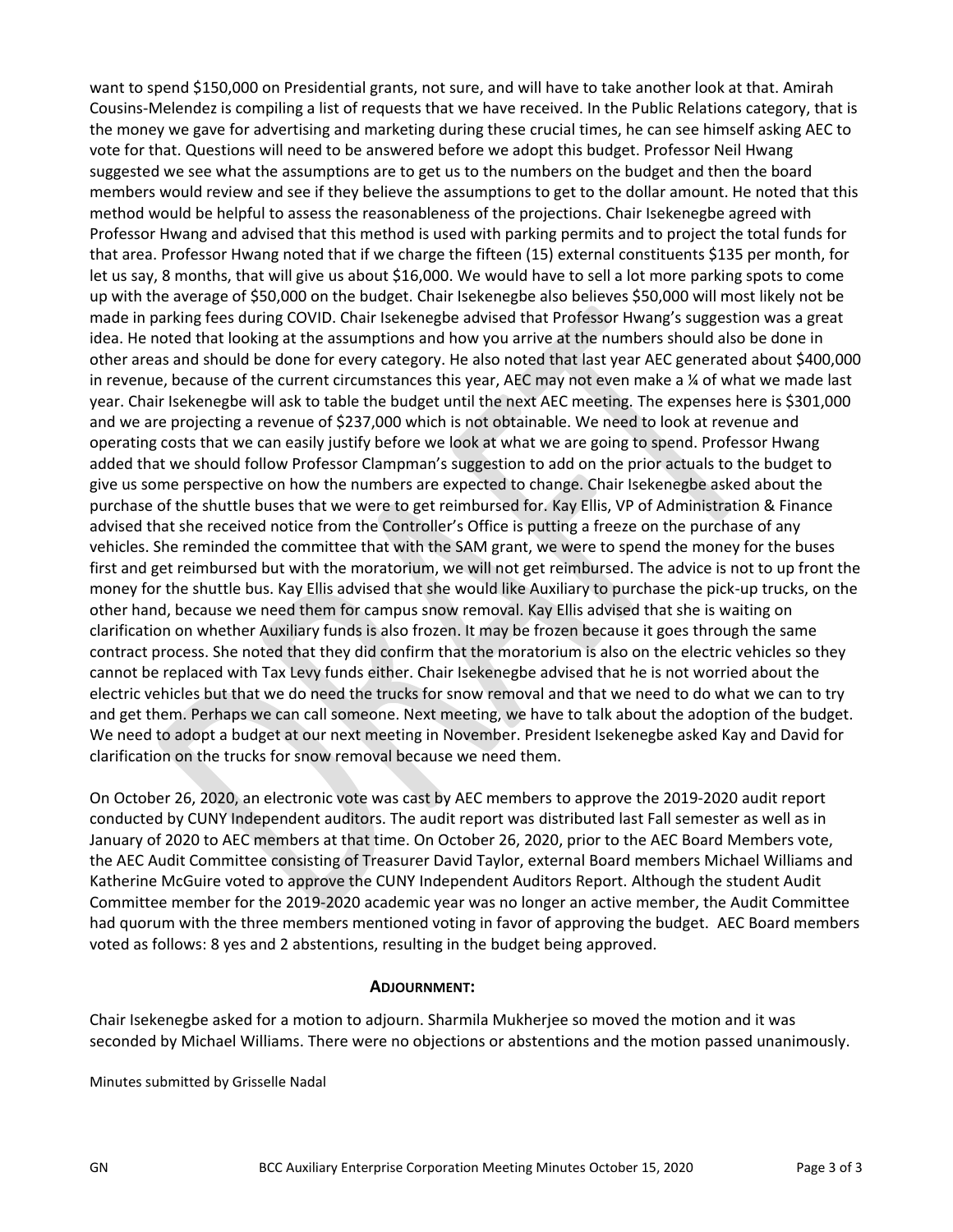want to spend $150,000 on Presidential grants, not sure, and will have to take another look at that. Amirah Cousins-Melendez is compiling a list of requests that we have received. In the Public Relations category, that is the money we gave for advertising and marketing during these crucial times, he can see himself asking AEC to vote for that. Questions will need to be answered before we adopt this budget. Professor Neil Hwang suggested we see what the assumptions are to get us to the numbers on the budget and then the board members would review and see if they believe the assumptions to get to the dollar amount. He noted that this method would be helpful to assess the reasonableness of the projections. Chair Isekenegbe agreed with Professor Hwang and advised that this method is used with parking permits and to project the total funds for that area. Professor Hwang noted that if we charge the fifteen (15) external constituents $135 per month, for let us say, 8 months, that will give us about $16,000. We would have to sell a lot more parking spots to come up with the average of $50,000 on the budget. Chair Isekenegbe also believes $50,000 will most likely not be made in parking fees during COVID. Chair Isekenegbe advised that Professor Hwang's suggestion was a great idea. He noted that looking at the assumptions and how you arrive at the numbers should also be done in other areas and should be done for every category. He also noted that last year AEC generated about $400,000 in revenue, because of the current circumstances this year, AEC may not even make a ¼ of what we made last year. Chair Isekenegbe will ask to table the budget until the next AEC meeting. The expenses here is $301,000 and we are projecting a revenue of $237,000 which is not obtainable. We need to look at revenue and operating costs that we can easily justify before we look at what we are going to spend. Professor Hwang added that we should follow Professor Clampman's suggestion to add on the prior actuals to the budget to give us some perspective on how the numbers are expected to change. Chair Isekenegbe asked about the purchase of the shuttle buses that we were to get reimbursed for. Kay Ellis, VP of Administration & Finance advised that she received notice from the Controller's Office is putting a freeze on the purchase of any vehicles. She reminded the committee that with the SAM grant, we were to spend the money for the buses first and get reimbursed but with the moratorium, we will not get reimbursed. The advice is not to up front the money for the shuttle bus. Kay Ellis advised that she would like Auxiliary to purchase the pick-up trucks, on the other hand, because we need them for campus snow removal. Kay Ellis advised that she is waiting on clarification on whether Auxiliary funds is also frozen. It may be frozen because it goes through the same contract process. She noted that they did confirm that the moratorium is also on the electric vehicles so they cannot be replaced with Tax Levy funds either. Chair Isekenegbe advised that he is not worried about the electric vehicles but that we do need the trucks for snow removal and that we need to do what we can to try and get them. Perhaps we can call someone. Next meeting, we have to talk about the adoption of the budget. We need to adopt a budget at our next meeting in November. President Isekenegbe asked Kay and David for clarification on the trucks for snow removal because we need them.

On October 26, 2020, an electronic vote was cast by AEC members to approve the 2019-2020 audit report conducted by CUNY Independent auditors. The audit report was distributed last Fall semester as well as in January of 2020 to AEC members at that time. On October 26, 2020, prior to the AEC Board Members vote, the AEC Audit Committee consisting of Treasurer David Taylor, external Board members Michael Williams and Katherine McGuire voted to approve the CUNY Independent Auditors Report. Although the student Audit Committee member for the 2019-2020 academic year was no longer an active member, the Audit Committee had quorum with the three members mentioned voting in favor of approving the budget. AEC Board members voted as follows: 8 yes and 2 abstentions, resulting in the budget being approved.

**ADJOURNMENT:**

Chair Isekenegbe asked for a motion to adjourn. Sharmila Mukherjee so moved the motion and it was seconded by Michael Williams. There were no objections or abstentions and the motion passed unanimously.

Minutes submitted by Grisselle Nadal